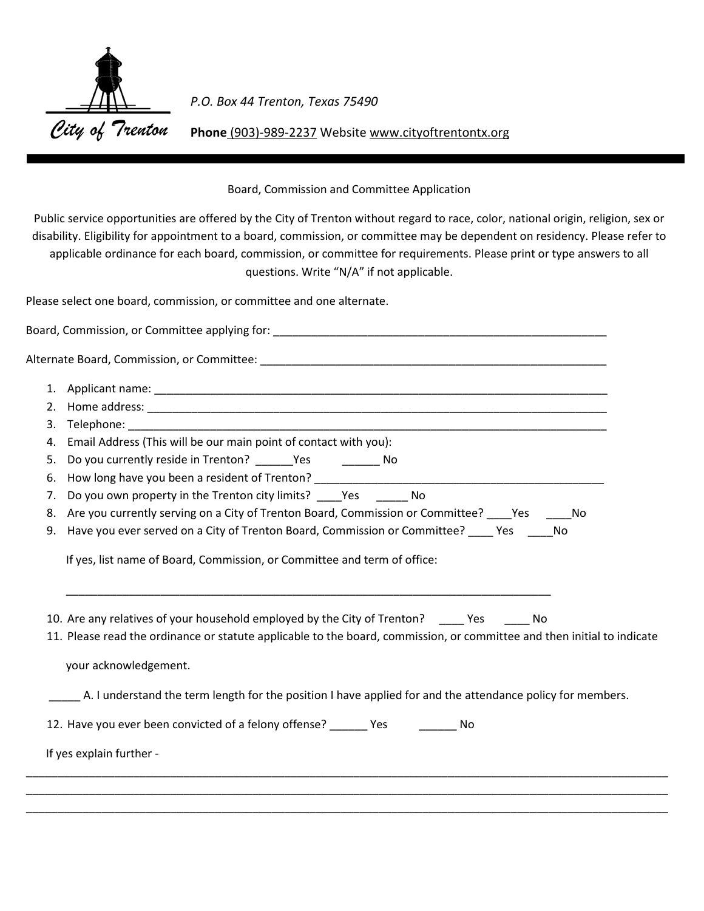City of Trenton

*P.O. Box 44 Trenton, Texas 75490*

**Phone** (903)-989-2237 Website www.cityoftrentontx.org

---

Board, Commission and Committee Application

Public service opportunities are offered by the City of Trenton without regard to race, color, national origin, religion, sex or disability. Eligibility for appointment to a board, commission, or committee may be dependent on residency. Please refer to applicable ordinance for each board, commission, or committee for requirements. Please print or type answers to all questions. Write "N/A" if not applicable.

Please select one board, commission, or committee and one alternate.

Board, Commission, or Committee applying for: _______________________________________________________

Alternate Board, Commission, or Committee: _________________________________________________________

1. Applicant name: ___________________________________________________________________________
2. Home address: ____________________________________________________________________________
3. Telephone: _______________________________________________________________________________
4. Email Address (This will be our main point of contact with you):
5. Do you currently reside in Trenton? ______Yes ______ No
6. How long have you been a resident of Trenton? _____________________________________________
7. Do you own property in the Trenton city limits? ____Yes _____ No
8. Are you currently serving on a City of Trenton Board, Commission or Committee? ____Yes ____No
9. Have you ever served on a City of Trenton Board, Commission or Committee? ____ Yes ____No

   If yes, list name of Board, Commission, or Committee and term of office:

   ______________________________________________________________________________

10. Are any relatives of your household employed by the City of Trenton? ____ Yes ____ No
11. Please read the ordinance or statute applicable to the board, commission, or committee and then initial to indicate your acknowledgement.

_____ A. I understand the term length for the position I have applied for and the attendance policy for members.

12. Have you ever been convicted of a felony offense? ______ Yes ______ No

If yes explain further -

____________________________________________________________________________________________________

____________________________________________________________________________________________________

____________________________________________________________________________________________________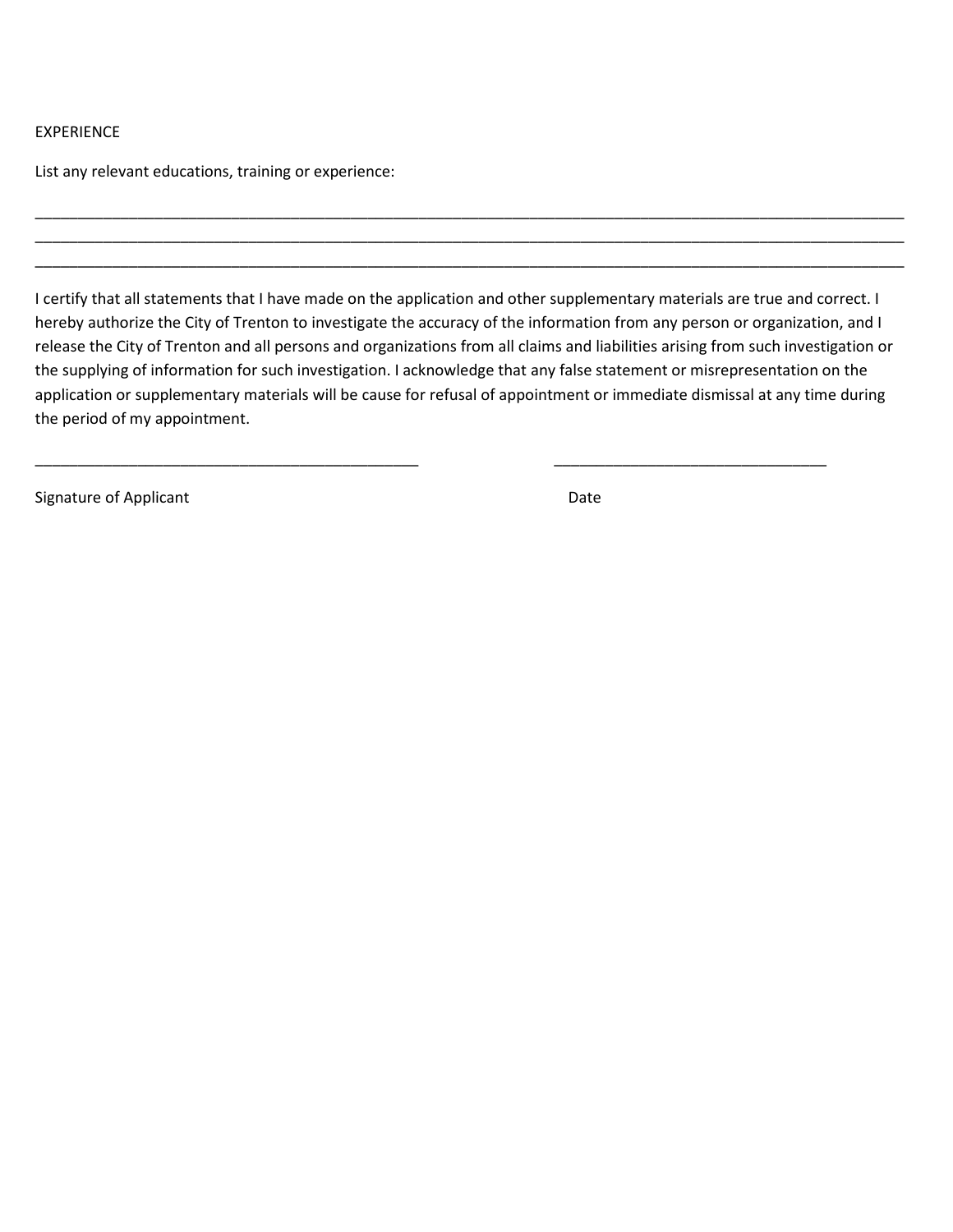EXPERIENCE

List any relevant educations, training or experience:

____________________________________________________________________________________________________
____________________________________________________________________________________________________
____________________________________________________________________________________________________

I certify that all statements that I have made on the application and other supplementary materials are true and correct. I hereby authorize the City of Trenton to investigate the accuracy of the information from any person or organization, and I release the City of Trenton and all persons and organizations from all claims and liabilities arising from such investigation or the supplying of information for such investigation. I acknowledge that any false statement or misrepresentation on the application or supplementary materials will be cause for refusal of appointment or immediate dismissal at any time during the period of my appointment.

_____________________________________________ ________________________________

Signature of Applicant Date